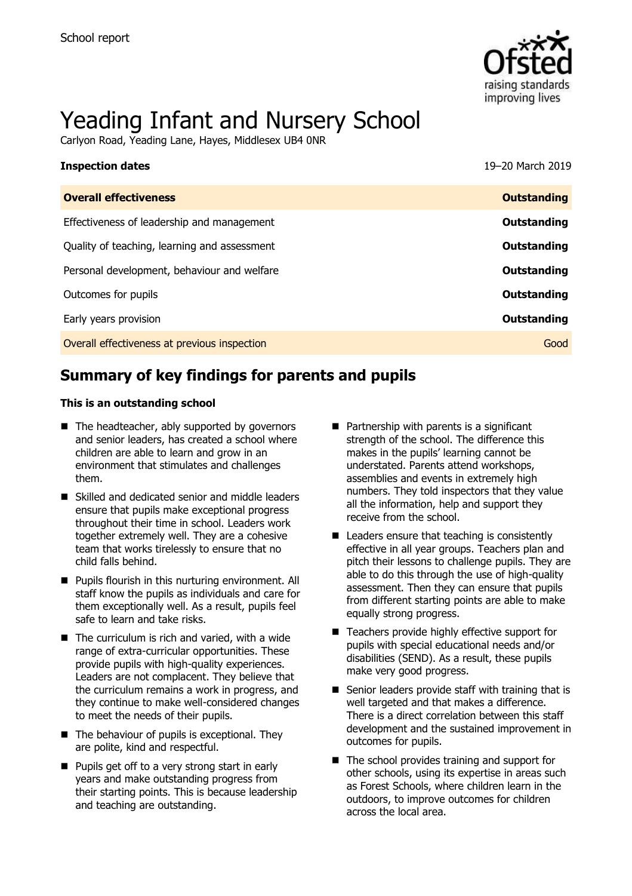School report

# Yeading Infant and Nursery School

Carlyon Road, Yeading Lane, Hayes, Middlesex UB4 0NR

**Inspection dates** 19–20 March 2019

| | |
|---|---|
| **Overall effectiveness** | **Outstanding** |
| Effectiveness of leadership and management | **Outstanding** |
| Quality of teaching, learning and assessment | **Outstanding** |
| Personal development, behaviour and welfare | **Outstanding** |
| Outcomes for pupils | **Outstanding** |
| Early years provision | **Outstanding** |
| Overall effectiveness at previous inspection | Good |

## Summary of key findings for parents and pupils

**This is an outstanding school**

- The headteacher, ably supported by governors and senior leaders, has created a school where children are able to learn and grow in an environment that stimulates and challenges them.
- Skilled and dedicated senior and middle leaders ensure that pupils make exceptional progress throughout their time in school. Leaders work together extremely well. They are a cohesive team that works tirelessly to ensure that no child falls behind.
- Pupils flourish in this nurturing environment. All staff know the pupils as individuals and care for them exceptionally well. As a result, pupils feel safe to learn and take risks.
- The curriculum is rich and varied, with a wide range of extra-curricular opportunities. These provide pupils with high-quality experiences. Leaders are not complacent. They believe that the curriculum remains a work in progress, and they continue to make well-considered changes to meet the needs of their pupils.
- The behaviour of pupils is exceptional. They are polite, kind and respectful.
- Pupils get off to a very strong start in early years and make outstanding progress from their starting points. This is because leadership and teaching are outstanding.
- Partnership with parents is a significant strength of the school. The difference this makes in the pupils' learning cannot be understated. Parents attend workshops, assemblies and events in extremely high numbers. They told inspectors that they value all the information, help and support they receive from the school.
- Leaders ensure that teaching is consistently effective in all year groups. Teachers plan and pitch their lessons to challenge pupils. They are able to do this through the use of high-quality assessment. Then they can ensure that pupils from different starting points are able to make equally strong progress.
- Teachers provide highly effective support for pupils with special educational needs and/or disabilities (SEND). As a result, these pupils make very good progress.
- Senior leaders provide staff with training that is well targeted and that makes a difference. There is a direct correlation between this staff development and the sustained improvement in outcomes for pupils.
- The school provides training and support for other schools, using its expertise in areas such as Forest Schools, where children learn in the outdoors, to improve outcomes for children across the local area.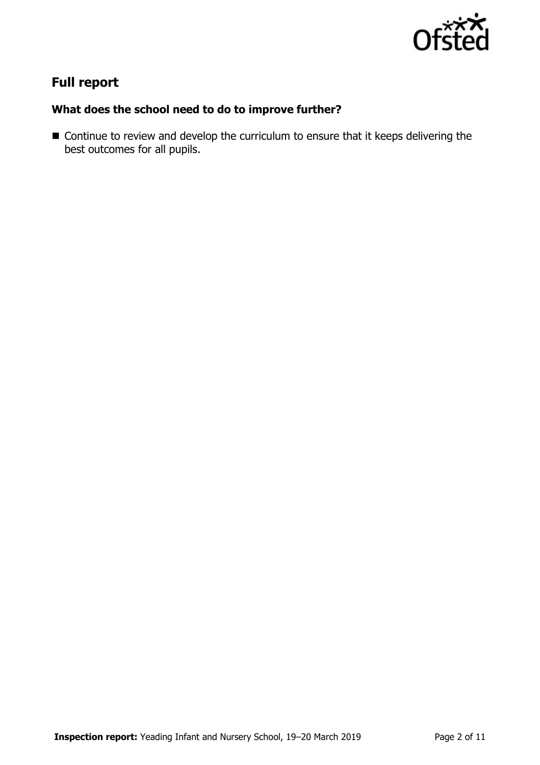## Full report

### What does the school need to do to improve further?

- Continue to review and develop the curriculum to ensure that it keeps delivering the best outcomes for all pupils.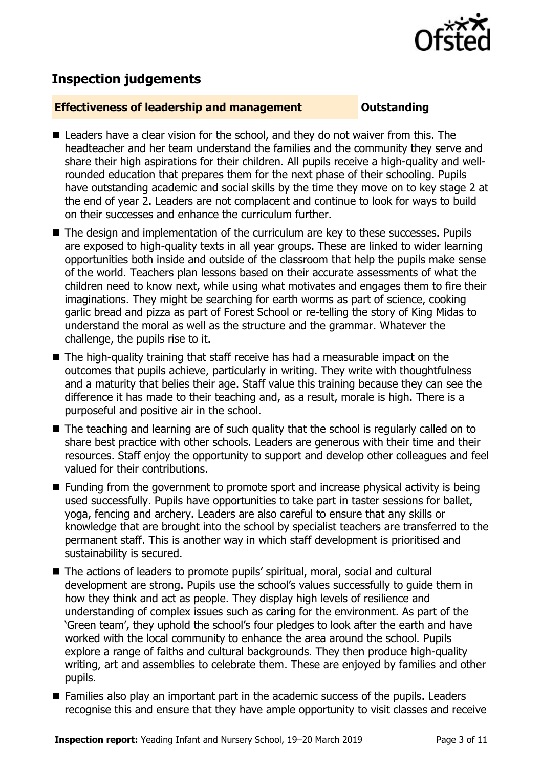## Inspection judgements

**Effectiveness of leadership and management** **Outstanding**

- Leaders have a clear vision for the school, and they do not waiver from this. The headteacher and her team understand the families and the community they serve and share their high aspirations for their children. All pupils receive a high-quality and well-rounded education that prepares them for the next phase of their schooling. Pupils have outstanding academic and social skills by the time they move on to key stage 2 at the end of year 2. Leaders are not complacent and continue to look for ways to build on their successes and enhance the curriculum further.
- The design and implementation of the curriculum are key to these successes. Pupils are exposed to high-quality texts in all year groups. These are linked to wider learning opportunities both inside and outside of the classroom that help the pupils make sense of the world. Teachers plan lessons based on their accurate assessments of what the children need to know next, while using what motivates and engages them to fire their imaginations. They might be searching for earth worms as part of science, cooking garlic bread and pizza as part of Forest School or re-telling the story of King Midas to understand the moral as well as the structure and the grammar. Whatever the challenge, the pupils rise to it.
- The high-quality training that staff receive has had a measurable impact on the outcomes that pupils achieve, particularly in writing. They write with thoughtfulness and a maturity that belies their age. Staff value this training because they can see the difference it has made to their teaching and, as a result, morale is high. There is a purposeful and positive air in the school.
- The teaching and learning are of such quality that the school is regularly called on to share best practice with other schools. Leaders are generous with their time and their resources. Staff enjoy the opportunity to support and develop other colleagues and feel valued for their contributions.
- Funding from the government to promote sport and increase physical activity is being used successfully. Pupils have opportunities to take part in taster sessions for ballet, yoga, fencing and archery. Leaders are also careful to ensure that any skills or knowledge that are brought into the school by specialist teachers are transferred to the permanent staff. This is another way in which staff development is prioritised and sustainability is secured.
- The actions of leaders to promote pupils' spiritual, moral, social and cultural development are strong. Pupils use the school's values successfully to guide them in how they think and act as people. They display high levels of resilience and understanding of complex issues such as caring for the environment. As part of the 'Green team', they uphold the school's four pledges to look after the earth and have worked with the local community to enhance the area around the school. Pupils explore a range of faiths and cultural backgrounds. They then produce high-quality writing, art and assemblies to celebrate them. These are enjoyed by families and other pupils.
- Families also play an important part in the academic success of the pupils. Leaders recognise this and ensure that they have ample opportunity to visit classes and receive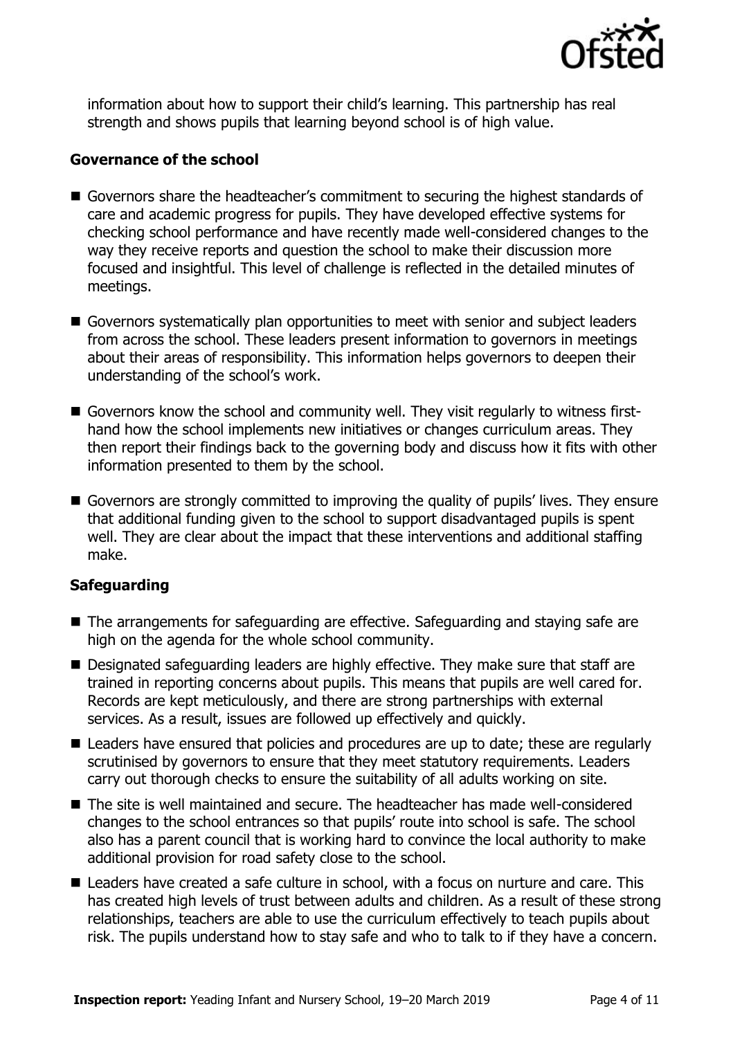information about how to support their child's learning. This partnership has real strength and shows pupils that learning beyond school is of high value.

### Governance of the school

- Governors share the headteacher's commitment to securing the highest standards of care and academic progress for pupils. They have developed effective systems for checking school performance and have recently made well-considered changes to the way they receive reports and question the school to make their discussion more focused and insightful. This level of challenge is reflected in the detailed minutes of meetings.
- Governors systematically plan opportunities to meet with senior and subject leaders from across the school. These leaders present information to governors in meetings about their areas of responsibility. This information helps governors to deepen their understanding of the school's work.
- Governors know the school and community well. They visit regularly to witness first-hand how the school implements new initiatives or changes curriculum areas. They then report their findings back to the governing body and discuss how it fits with other information presented to them by the school.
- Governors are strongly committed to improving the quality of pupils' lives. They ensure that additional funding given to the school to support disadvantaged pupils is spent well. They are clear about the impact that these interventions and additional staffing make.

### Safeguarding

- The arrangements for safeguarding are effective. Safeguarding and staying safe are high on the agenda for the whole school community.
- Designated safeguarding leaders are highly effective. They make sure that staff are trained in reporting concerns about pupils. This means that pupils are well cared for. Records are kept meticulously, and there are strong partnerships with external services. As a result, issues are followed up effectively and quickly.
- Leaders have ensured that policies and procedures are up to date; these are regularly scrutinised by governors to ensure that they meet statutory requirements. Leaders carry out thorough checks to ensure the suitability of all adults working on site.
- The site is well maintained and secure. The headteacher has made well-considered changes to the school entrances so that pupils' route into school is safe. The school also has a parent council that is working hard to convince the local authority to make additional provision for road safety close to the school.
- Leaders have created a safe culture in school, with a focus on nurture and care. This has created high levels of trust between adults and children. As a result of these strong relationships, teachers are able to use the curriculum effectively to teach pupils about risk. The pupils understand how to stay safe and who to talk to if they have a concern.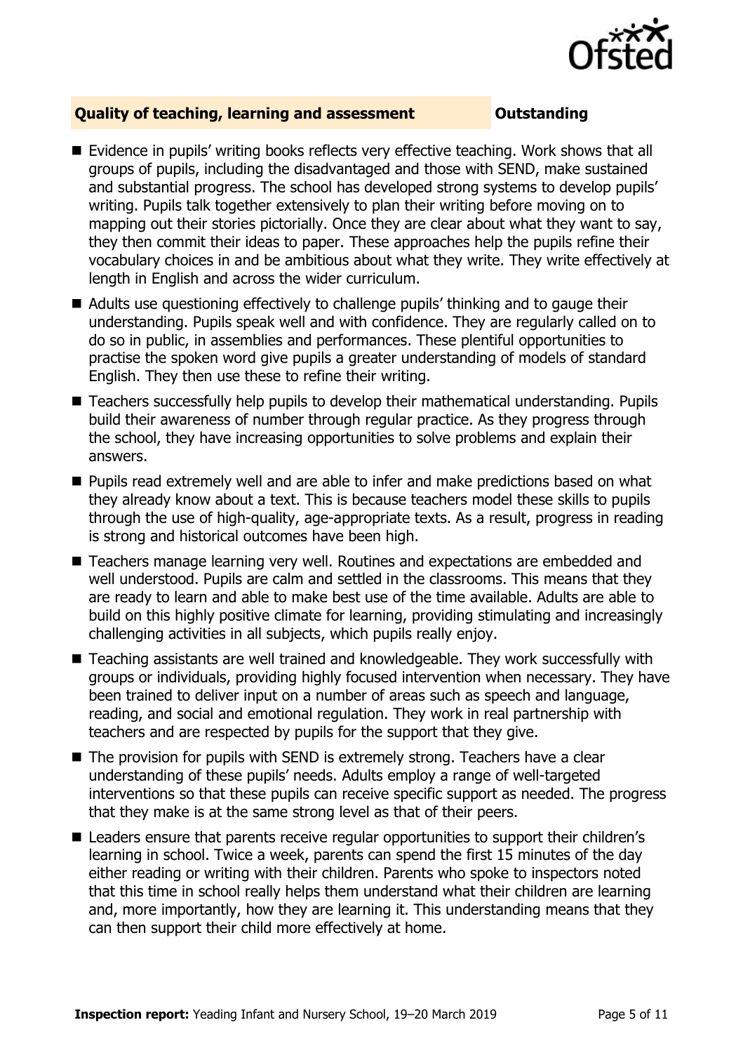## Quality of teaching, learning and assessment — Outstanding

- Evidence in pupils' writing books reflects very effective teaching. Work shows that all groups of pupils, including the disadvantaged and those with SEND, make sustained and substantial progress. The school has developed strong systems to develop pupils' writing. Pupils talk together extensively to plan their writing before moving on to mapping out their stories pictorially. Once they are clear about what they want to say, they then commit their ideas to paper. These approaches help the pupils refine their vocabulary choices in and be ambitious about what they write. They write effectively at length in English and across the wider curriculum.
- Adults use questioning effectively to challenge pupils' thinking and to gauge their understanding. Pupils speak well and with confidence. They are regularly called on to do so in public, in assemblies and performances. These plentiful opportunities to practise the spoken word give pupils a greater understanding of models of standard English. They then use these to refine their writing.
- Teachers successfully help pupils to develop their mathematical understanding. Pupils build their awareness of number through regular practice. As they progress through the school, they have increasing opportunities to solve problems and explain their answers.
- Pupils read extremely well and are able to infer and make predictions based on what they already know about a text. This is because teachers model these skills to pupils through the use of high-quality, age-appropriate texts. As a result, progress in reading is strong and historical outcomes have been high.
- Teachers manage learning very well. Routines and expectations are embedded and well understood. Pupils are calm and settled in the classrooms. This means that they are ready to learn and able to make best use of the time available. Adults are able to build on this highly positive climate for learning, providing stimulating and increasingly challenging activities in all subjects, which pupils really enjoy.
- Teaching assistants are well trained and knowledgeable. They work successfully with groups or individuals, providing highly focused intervention when necessary. They have been trained to deliver input on a number of areas such as speech and language, reading, and social and emotional regulation. They work in real partnership with teachers and are respected by pupils for the support that they give.
- The provision for pupils with SEND is extremely strong. Teachers have a clear understanding of these pupils' needs. Adults employ a range of well-targeted interventions so that these pupils can receive specific support as needed. The progress that they make is at the same strong level as that of their peers.
- Leaders ensure that parents receive regular opportunities to support their children's learning in school. Twice a week, parents can spend the first 15 minutes of the day either reading or writing with their children. Parents who spoke to inspectors noted that this time in school really helps them understand what their children are learning and, more importantly, how they are learning it. This understanding means that they can then support their child more effectively at home.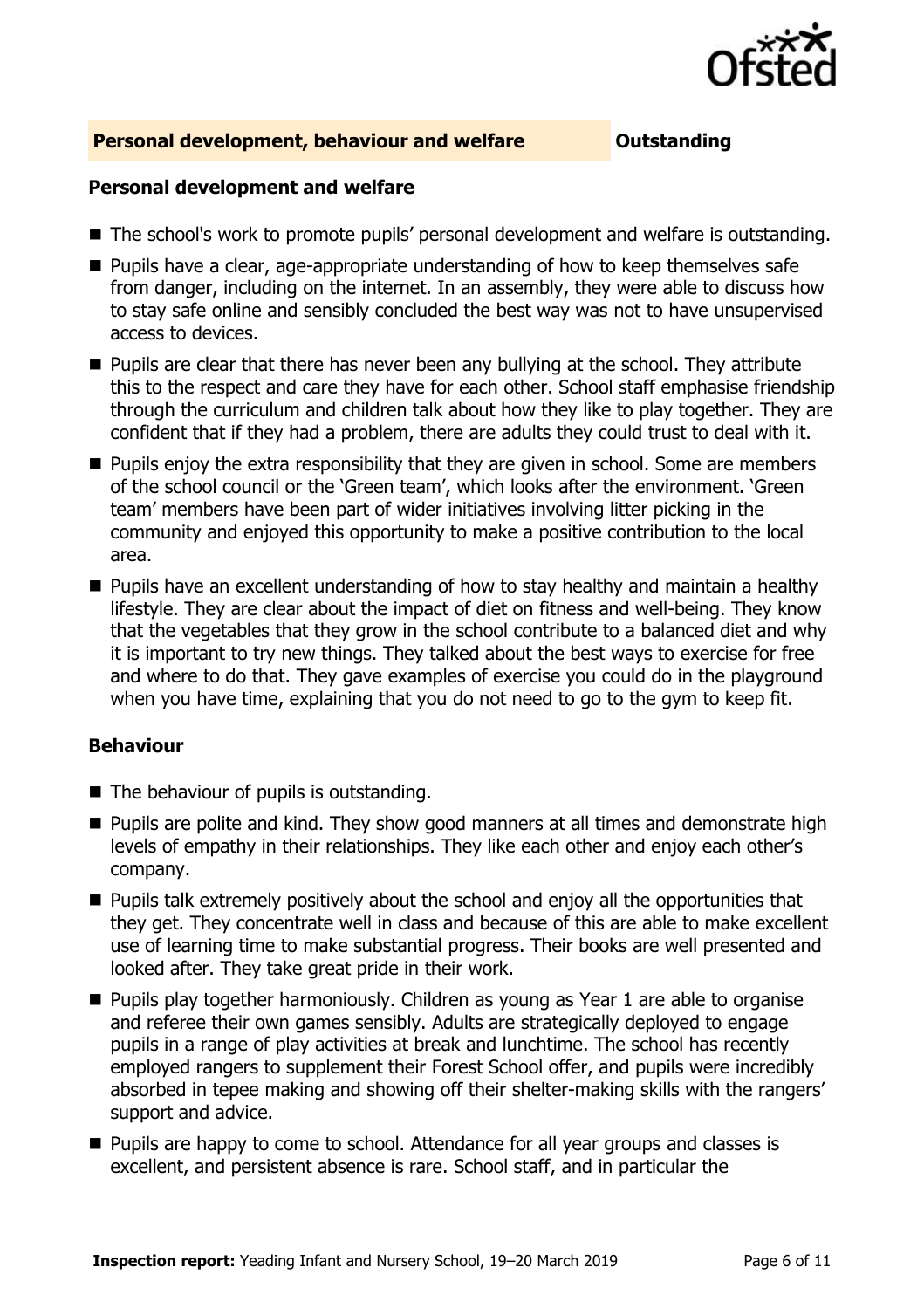## Personal development, behaviour and welfare — Outstanding

### Personal development and welfare

- The school's work to promote pupils' personal development and welfare is outstanding.
- Pupils have a clear, age-appropriate understanding of how to keep themselves safe from danger, including on the internet. In an assembly, they were able to discuss how to stay safe online and sensibly concluded the best way was not to have unsupervised access to devices.
- Pupils are clear that there has never been any bullying at the school. They attribute this to the respect and care they have for each other. School staff emphasise friendship through the curriculum and children talk about how they like to play together. They are confident that if they had a problem, there are adults they could trust to deal with it.
- Pupils enjoy the extra responsibility that they are given in school. Some are members of the school council or the 'Green team', which looks after the environment. 'Green team' members have been part of wider initiatives involving litter picking in the community and enjoyed this opportunity to make a positive contribution to the local area.
- Pupils have an excellent understanding of how to stay healthy and maintain a healthy lifestyle. They are clear about the impact of diet on fitness and well-being. They know that the vegetables that they grow in the school contribute to a balanced diet and why it is important to try new things. They talked about the best ways to exercise for free and where to do that. They gave examples of exercise you could do in the playground when you have time, explaining that you do not need to go to the gym to keep fit.

### Behaviour

- The behaviour of pupils is outstanding.
- Pupils are polite and kind. They show good manners at all times and demonstrate high levels of empathy in their relationships. They like each other and enjoy each other's company.
- Pupils talk extremely positively about the school and enjoy all the opportunities that they get. They concentrate well in class and because of this are able to make excellent use of learning time to make substantial progress. Their books are well presented and looked after. They take great pride in their work.
- Pupils play together harmoniously. Children as young as Year 1 are able to organise and referee their own games sensibly. Adults are strategically deployed to engage pupils in a range of play activities at break and lunchtime. The school has recently employed rangers to supplement their Forest School offer, and pupils were incredibly absorbed in tepee making and showing off their shelter-making skills with the rangers' support and advice.
- Pupils are happy to come to school. Attendance for all year groups and classes is excellent, and persistent absence is rare. School staff, and in particular the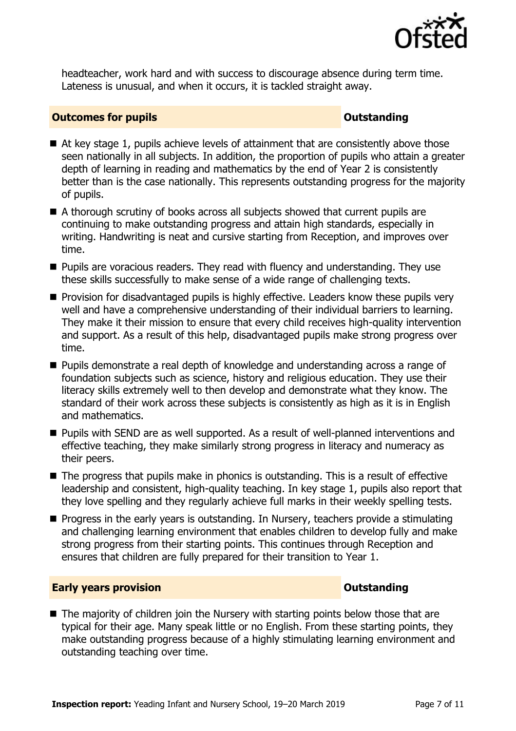headteacher, work hard and with success to discourage absence during term time. Lateness is unusual, and when it occurs, it is tackled straight away.

## Outcomes for pupils — Outstanding

- At key stage 1, pupils achieve levels of attainment that are consistently above those seen nationally in all subjects. In addition, the proportion of pupils who attain a greater depth of learning in reading and mathematics by the end of Year 2 is consistently better than is the case nationally. This represents outstanding progress for the majority of pupils.
- A thorough scrutiny of books across all subjects showed that current pupils are continuing to make outstanding progress and attain high standards, especially in writing. Handwriting is neat and cursive starting from Reception, and improves over time.
- Pupils are voracious readers. They read with fluency and understanding. They use these skills successfully to make sense of a wide range of challenging texts.
- Provision for disadvantaged pupils is highly effective. Leaders know these pupils very well and have a comprehensive understanding of their individual barriers to learning. They make it their mission to ensure that every child receives high-quality intervention and support. As a result of this help, disadvantaged pupils make strong progress over time.
- Pupils demonstrate a real depth of knowledge and understanding across a range of foundation subjects such as science, history and religious education. They use their literacy skills extremely well to then develop and demonstrate what they know. The standard of their work across these subjects is consistently as high as it is in English and mathematics.
- Pupils with SEND are as well supported. As a result of well-planned interventions and effective teaching, they make similarly strong progress in literacy and numeracy as their peers.
- The progress that pupils make in phonics is outstanding. This is a result of effective leadership and consistent, high-quality teaching. In key stage 1, pupils also report that they love spelling and they regularly achieve full marks in their weekly spelling tests.
- Progress in the early years is outstanding. In Nursery, teachers provide a stimulating and challenging learning environment that enables children to develop fully and make strong progress from their starting points. This continues through Reception and ensures that children are fully prepared for their transition to Year 1.

## Early years provision — Outstanding

- The majority of children join the Nursery with starting points below those that are typical for their age. Many speak little or no English. From these starting points, they make outstanding progress because of a highly stimulating learning environment and outstanding teaching over time.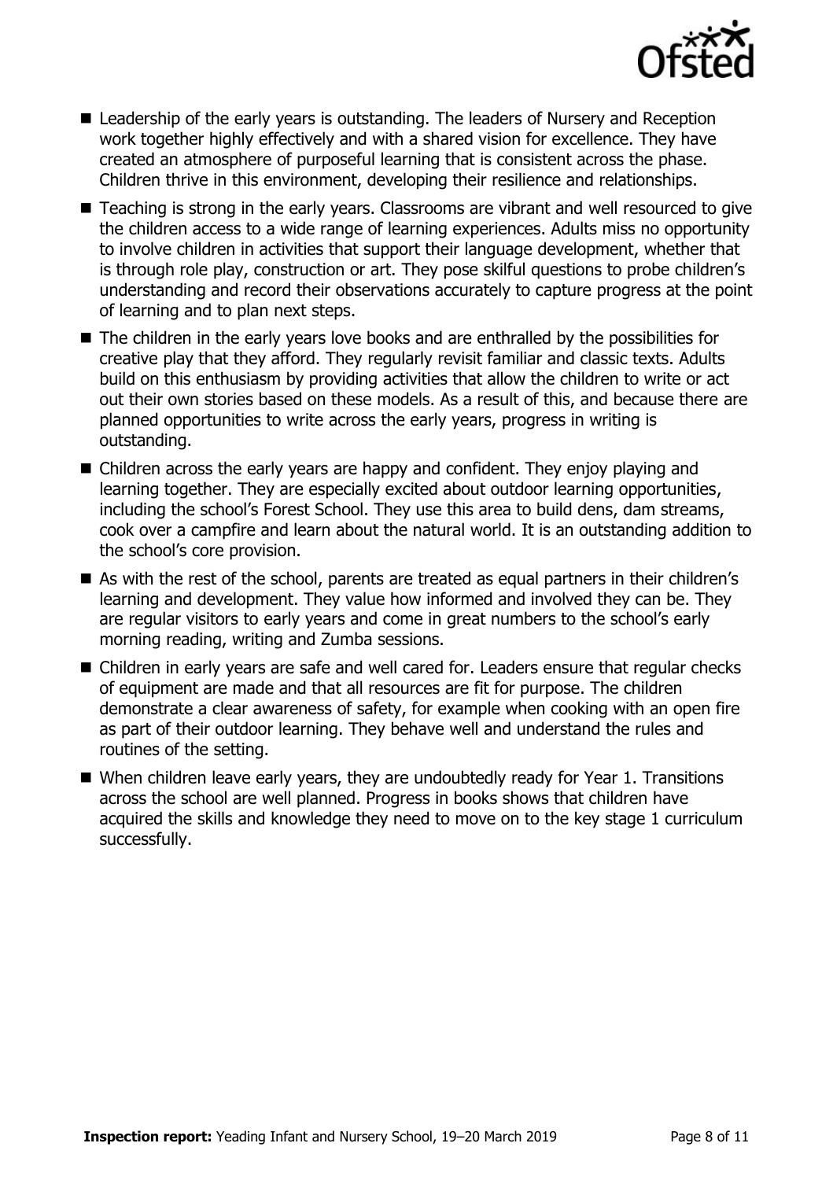- Leadership of the early years is outstanding. The leaders of Nursery and Reception work together highly effectively and with a shared vision for excellence. They have created an atmosphere of purposeful learning that is consistent across the phase. Children thrive in this environment, developing their resilience and relationships.
- Teaching is strong in the early years. Classrooms are vibrant and well resourced to give the children access to a wide range of learning experiences. Adults miss no opportunity to involve children in activities that support their language development, whether that is through role play, construction or art. They pose skilful questions to probe children's understanding and record their observations accurately to capture progress at the point of learning and to plan next steps.
- The children in the early years love books and are enthralled by the possibilities for creative play that they afford. They regularly revisit familiar and classic texts. Adults build on this enthusiasm by providing activities that allow the children to write or act out their own stories based on these models. As a result of this, and because there are planned opportunities to write across the early years, progress in writing is outstanding.
- Children across the early years are happy and confident. They enjoy playing and learning together. They are especially excited about outdoor learning opportunities, including the school's Forest School. They use this area to build dens, dam streams, cook over a campfire and learn about the natural world. It is an outstanding addition to the school's core provision.
- As with the rest of the school, parents are treated as equal partners in their children's learning and development. They value how informed and involved they can be. They are regular visitors to early years and come in great numbers to the school's early morning reading, writing and Zumba sessions.
- Children in early years are safe and well cared for. Leaders ensure that regular checks of equipment are made and that all resources are fit for purpose. The children demonstrate a clear awareness of safety, for example when cooking with an open fire as part of their outdoor learning. They behave well and understand the rules and routines of the setting.
- When children leave early years, they are undoubtedly ready for Year 1. Transitions across the school are well planned. Progress in books shows that children have acquired the skills and knowledge they need to move on to the key stage 1 curriculum successfully.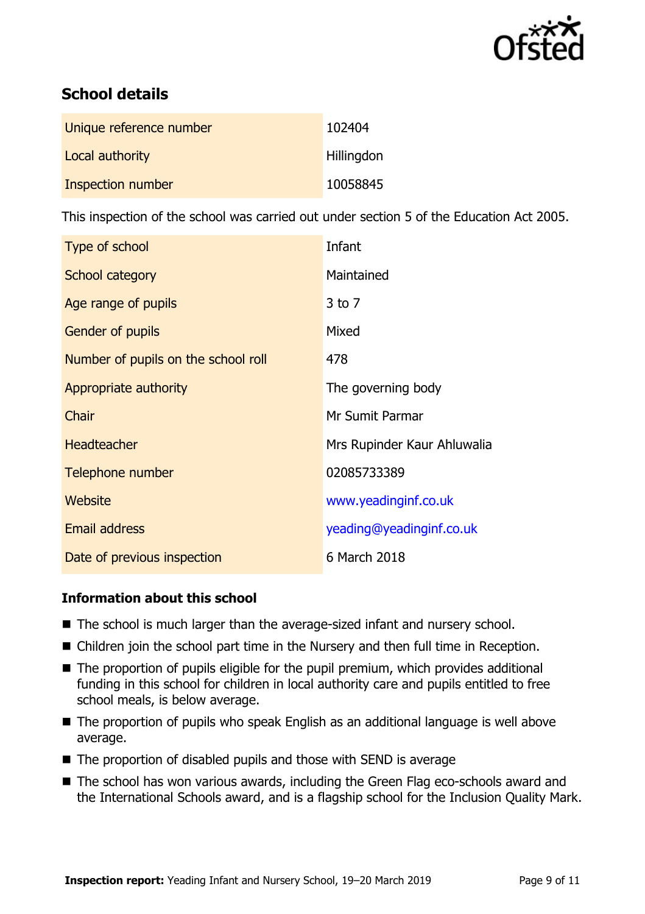## School details

| | |
|---|---|
| Unique reference number | 102404 |
| Local authority | Hillingdon |
| Inspection number | 10058845 |

This inspection of the school was carried out under section 5 of the Education Act 2005.

| | |
|---|---|
| Type of school | Infant |
| School category | Maintained |
| Age range of pupils | 3 to 7 |
| Gender of pupils | Mixed |
| Number of pupils on the school roll | 478 |
| Appropriate authority | The governing body |
| Chair | Mr Sumit Parmar |
| Headteacher | Mrs Rupinder Kaur Ahluwalia |
| Telephone number | 02085733389 |
| Website | www.yeadinginf.co.uk |
| Email address | yeading@yeadinginf.co.uk |
| Date of previous inspection | 6 March 2018 |

### Information about this school

- The school is much larger than the average-sized infant and nursery school.
- Children join the school part time in the Nursery and then full time in Reception.
- The proportion of pupils eligible for the pupil premium, which provides additional funding in this school for children in local authority care and pupils entitled to free school meals, is below average.
- The proportion of pupils who speak English as an additional language is well above average.
- The proportion of disabled pupils and those with SEND is average
- The school has won various awards, including the Green Flag eco-schools award and the International Schools award, and is a flagship school for the Inclusion Quality Mark.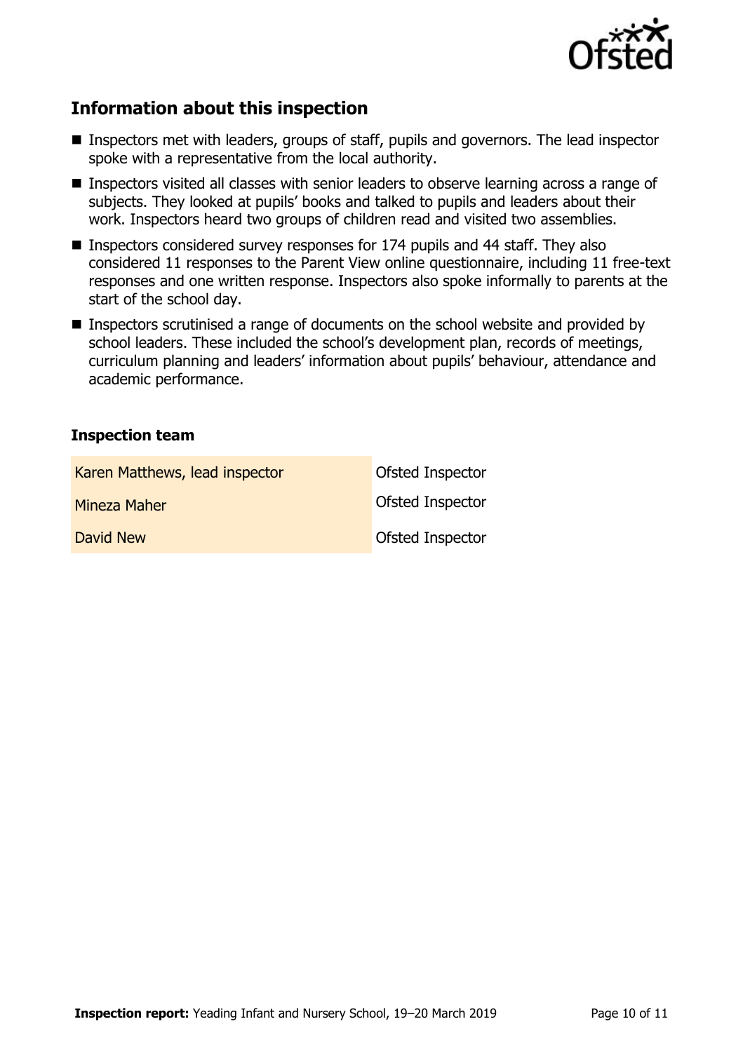## Information about this inspection

- Inspectors met with leaders, groups of staff, pupils and governors. The lead inspector spoke with a representative from the local authority.
- Inspectors visited all classes with senior leaders to observe learning across a range of subjects. They looked at pupils' books and talked to pupils and leaders about their work. Inspectors heard two groups of children read and visited two assemblies.
- Inspectors considered survey responses for 174 pupils and 44 staff. They also considered 11 responses to the Parent View online questionnaire, including 11 free-text responses and one written response. Inspectors also spoke informally to parents at the start of the school day.
- Inspectors scrutinised a range of documents on the school website and provided by school leaders. These included the school's development plan, records of meetings, curriculum planning and leaders' information about pupils' behaviour, attendance and academic performance.

### Inspection team

| | |
|---|---|
| Karen Matthews, lead inspector | Ofsted Inspector |
| Mineza Maher | Ofsted Inspector |
| David New | Ofsted Inspector |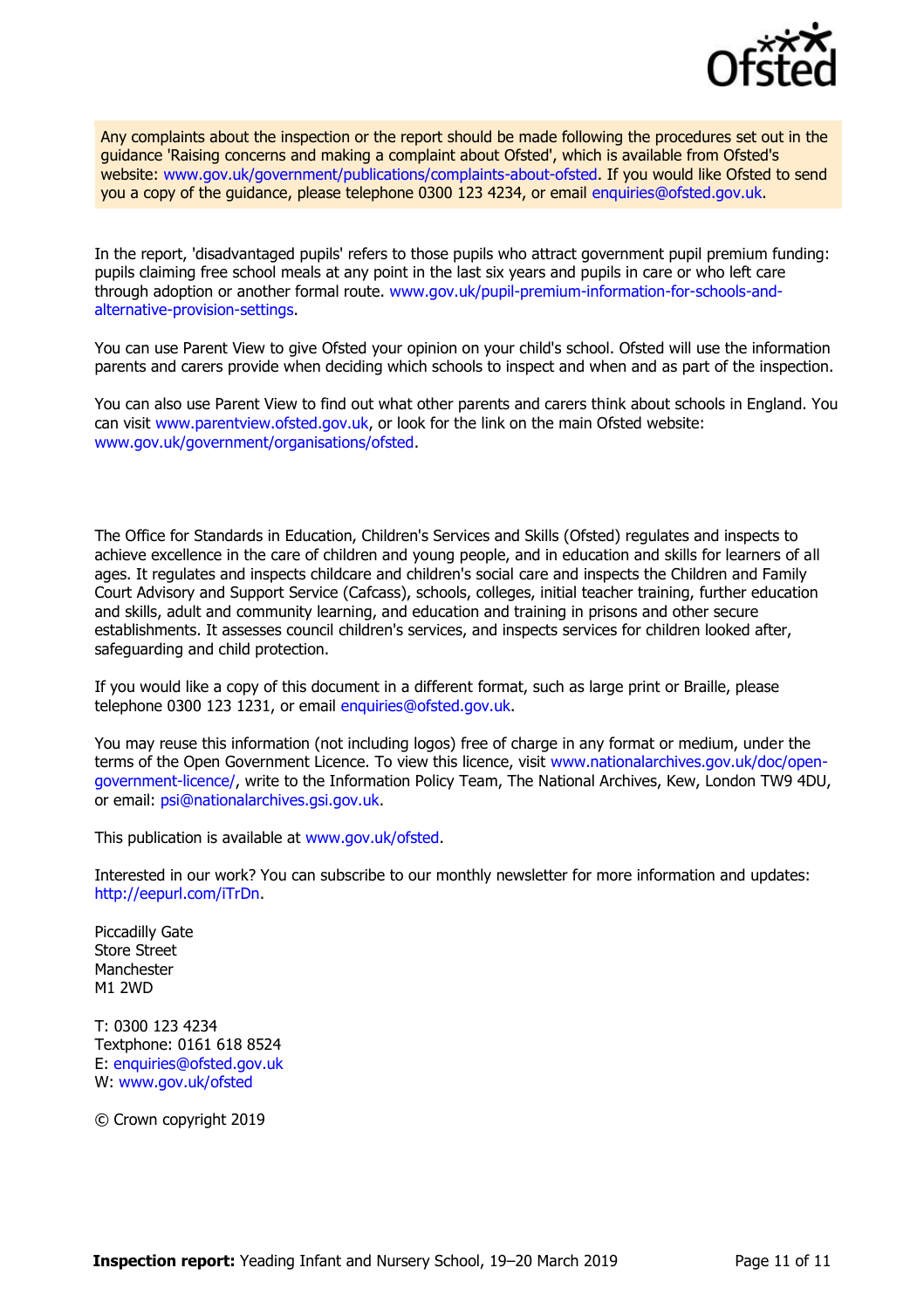Any complaints about the inspection or the report should be made following the procedures set out in the guidance 'Raising concerns and making a complaint about Ofsted', which is available from Ofsted's website: www.gov.uk/government/publications/complaints-about-ofsted. If you would like Ofsted to send you a copy of the guidance, please telephone 0300 123 4234, or email enquiries@ofsted.gov.uk.

In the report, 'disadvantaged pupils' refers to those pupils who attract government pupil premium funding: pupils claiming free school meals at any point in the last six years and pupils in care or who left care through adoption or another formal route. www.gov.uk/pupil-premium-information-for-schools-and-alternative-provision-settings.

You can use Parent View to give Ofsted your opinion on your child's school. Ofsted will use the information parents and carers provide when deciding which schools to inspect and when and as part of the inspection.

You can also use Parent View to find out what other parents and carers think about schools in England. You can visit www.parentview.ofsted.gov.uk, or look for the link on the main Ofsted website: www.gov.uk/government/organisations/ofsted.

The Office for Standards in Education, Children's Services and Skills (Ofsted) regulates and inspects to achieve excellence in the care of children and young people, and in education and skills for learners of all ages. It regulates and inspects childcare and children's social care and inspects the Children and Family Court Advisory and Support Service (Cafcass), schools, colleges, initial teacher training, further education and skills, adult and community learning, and education and training in prisons and other secure establishments. It assesses council children's services, and inspects services for children looked after, safeguarding and child protection.

If you would like a copy of this document in a different format, such as large print or Braille, please telephone 0300 123 1231, or email enquiries@ofsted.gov.uk.

You may reuse this information (not including logos) free of charge in any format or medium, under the terms of the Open Government Licence. To view this licence, visit www.nationalarchives.gov.uk/doc/open-government-licence/, write to the Information Policy Team, The National Archives, Kew, London TW9 4DU, or email: psi@nationalarchives.gsi.gov.uk.

This publication is available at www.gov.uk/ofsted.

Interested in our work? You can subscribe to our monthly newsletter for more information and updates: http://eepurl.com/iTrDn.

Piccadilly Gate
Store Street
Manchester
M1 2WD

T: 0300 123 4234
Textphone: 0161 618 8524
E: enquiries@ofsted.gov.uk
W: www.gov.uk/ofsted

© Crown copyright 2019